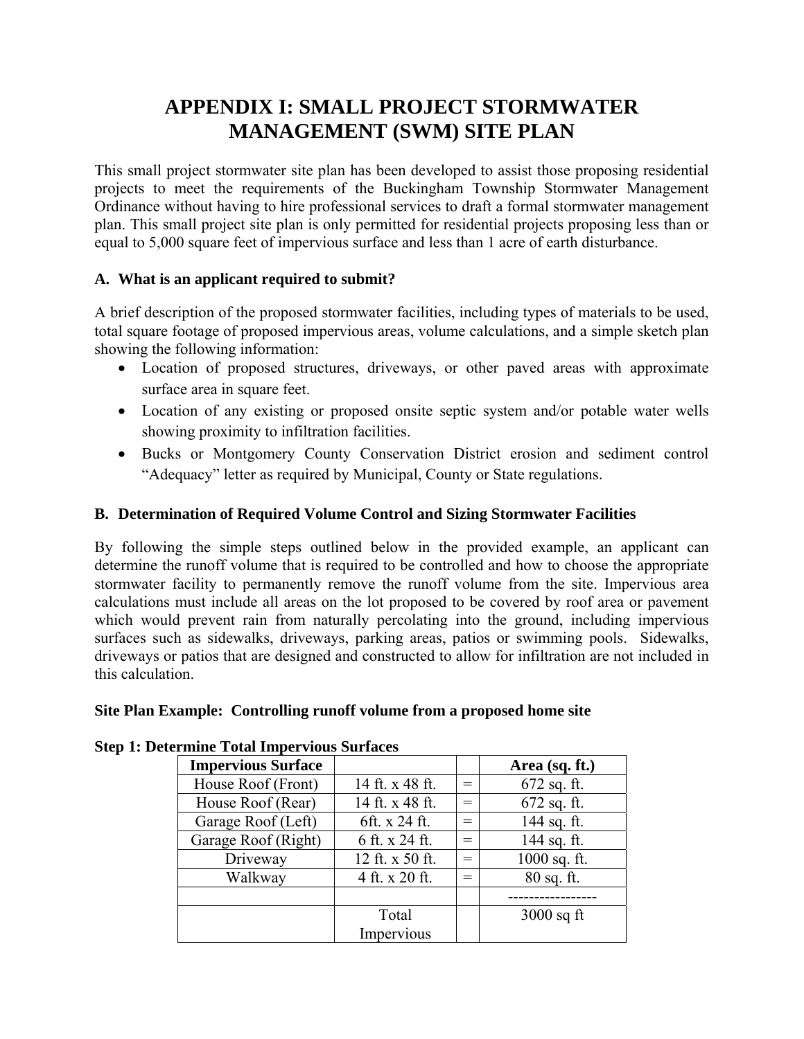# APPENDIX I: SMALL PROJECT STORMWATER MANAGEMENT (SWM) SITE PLAN

This small project stormwater site plan has been developed to assist those proposing residential projects to meet the requirements of the Buckingham Township Stormwater Management Ordinance without having to hire professional services to draft a formal stormwater management plan. This small project site plan is only permitted for residential projects proposing less than or equal to 5,000 square feet of impervious surface and less than 1 acre of earth disturbance.

### A. What is an applicant required to submit?

A brief description of the proposed stormwater facilities, including types of materials to be used, total square footage of proposed impervious areas, volume calculations, and a simple sketch plan showing the following information:

- Location of proposed structures, driveways, or other paved areas with approximate surface area in square feet.
- Location of any existing or proposed onsite septic system and/or potable water wells showing proximity to infiltration facilities.
- Bucks or Montgomery County Conservation District erosion and sediment control "Adequacy" letter as required by Municipal, County or State regulations.

### B. Determination of Required Volume Control and Sizing Stormwater Facilities

By following the simple steps outlined below in the provided example, an applicant can determine the runoff volume that is required to be controlled and how to choose the appropriate stormwater facility to permanently remove the runoff volume from the site. Impervious area calculations must include all areas on the lot proposed to be covered by roof area or pavement which would prevent rain from naturally percolating into the ground, including impervious surfaces such as sidewalks, driveways, parking areas, patios or swimming pools. Sidewalks, driveways or patios that are designed and constructed to allow for infiltration are not included in this calculation.

**Site Plan Example: Controlling runoff volume from a proposed home site**

**Step 1: Determine Total Impervious Surfaces**

| Impervious Surface | | | Area (sq. ft.) |
|---|---|---|---|
| House Roof (Front) | 14 ft. x 48 ft. | = | 672 sq. ft. |
| House Roof (Rear) | 14 ft. x 48 ft. | = | 672 sq. ft. |
| Garage Roof (Left) | 6ft. x 24 ft. | = | 144 sq. ft. |
| Garage Roof (Right) | 6 ft. x 24 ft. | = | 144 sq. ft. |
| Driveway | 12 ft. x 50 ft. | = | 1000 sq. ft. |
| Walkway | 4 ft. x 20 ft. | = | 80 sq. ft. |
| | | | ----------------- |
| | Total Impervious | | 3000 sq ft |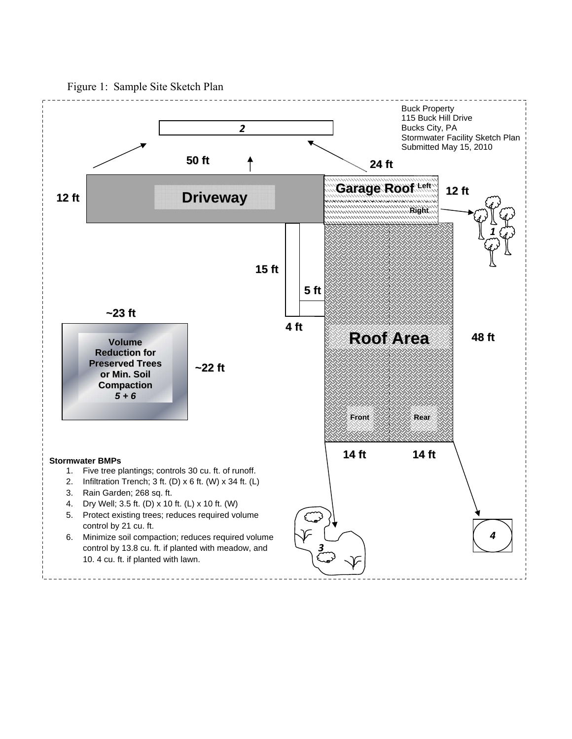Figure 1: Sample Site Sketch Plan

Buck Property
115 Buck Hill Drive
Bucks City, PA
Stormwater Facility Sketch Plan
Submitted May 15, 2010

2

50 ft

24 ft

12 ft

Driveway

Garage Roof Left

Right

12 ft

1

15 ft

5 ft

4 ft

~23 ft

Volume Reduction for Preserved Trees or Min. Soil Compaction
*5 + 6*

~22 ft

Roof Area

48 ft

Front

Rear

14 ft

14 ft

**Stormwater BMPs**

1. Five tree plantings; controls 30 cu. ft. of runoff.
2. Infiltration Trench; 3 ft. (D) x 6 ft. (W) x 34 ft. (L)
3. Rain Garden; 268 sq. ft.
4. Dry Well; 3.5 ft. (D) x 10 ft. (L) x 10 ft. (W)
5. Protect existing trees; reduces required volume control by 21 cu. ft.
6. Minimize soil compaction; reduces required volume control by 13.8 cu. ft. if planted with meadow, and 10. 4 cu. ft. if planted with lawn.

3

4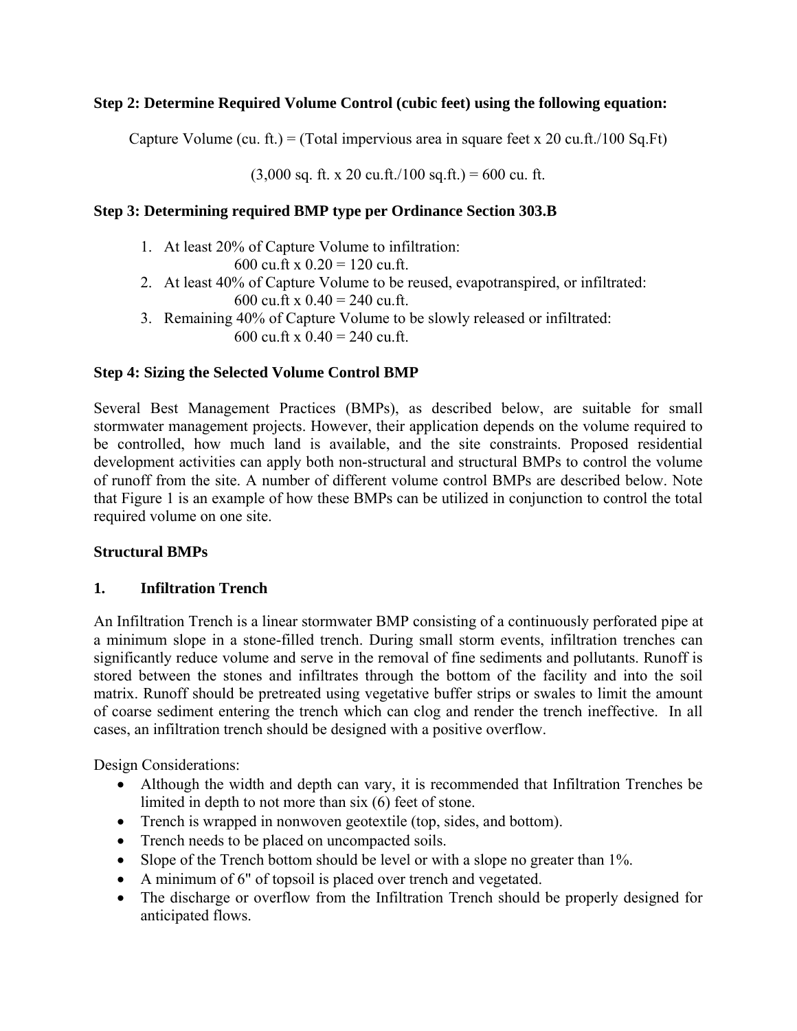**Step 2: Determine Required Volume Control (cubic feet) using the following equation:**

Capture Volume (cu. ft.) = (Total impervious area in square feet x 20 cu.ft./100 Sq.Ft)

(3,000 sq. ft. x 20 cu.ft./100 sq.ft.) = 600 cu. ft.

**Step 3: Determining required BMP type per Ordinance Section 303.B**

1. At least 20% of Capture Volume to infiltration:
   600 cu.ft x 0.20 = 120 cu.ft.
2. At least 40% of Capture Volume to be reused, evapotranspired, or infiltrated:
   600 cu.ft x 0.40 = 240 cu.ft.
3. Remaining 40% of Capture Volume to be slowly released or infiltrated:
   600 cu.ft x 0.40 = 240 cu.ft.

**Step 4: Sizing the Selected Volume Control BMP**

Several Best Management Practices (BMPs), as described below, are suitable for small stormwater management projects. However, their application depends on the volume required to be controlled, how much land is available, and the site constraints. Proposed residential development activities can apply both non-structural and structural BMPs to control the volume of runoff from the site. A number of different volume control BMPs are described below. Note that Figure 1 is an example of how these BMPs can be utilized in conjunction to control the total required volume on one site.

**Structural BMPs**

**1. Infiltration Trench**

An Infiltration Trench is a linear stormwater BMP consisting of a continuously perforated pipe at a minimum slope in a stone-filled trench. During small storm events, infiltration trenches can significantly reduce volume and serve in the removal of fine sediments and pollutants. Runoff is stored between the stones and infiltrates through the bottom of the facility and into the soil matrix. Runoff should be pretreated using vegetative buffer strips or swales to limit the amount of coarse sediment entering the trench which can clog and render the trench ineffective. In all cases, an infiltration trench should be designed with a positive overflow.

Design Considerations:

- Although the width and depth can vary, it is recommended that Infiltration Trenches be limited in depth to not more than six (6) feet of stone.
- Trench is wrapped in nonwoven geotextile (top, sides, and bottom).
- Trench needs to be placed on uncompacted soils.
- Slope of the Trench bottom should be level or with a slope no greater than 1%.
- A minimum of 6" of topsoil is placed over trench and vegetated.
- The discharge or overflow from the Infiltration Trench should be properly designed for anticipated flows.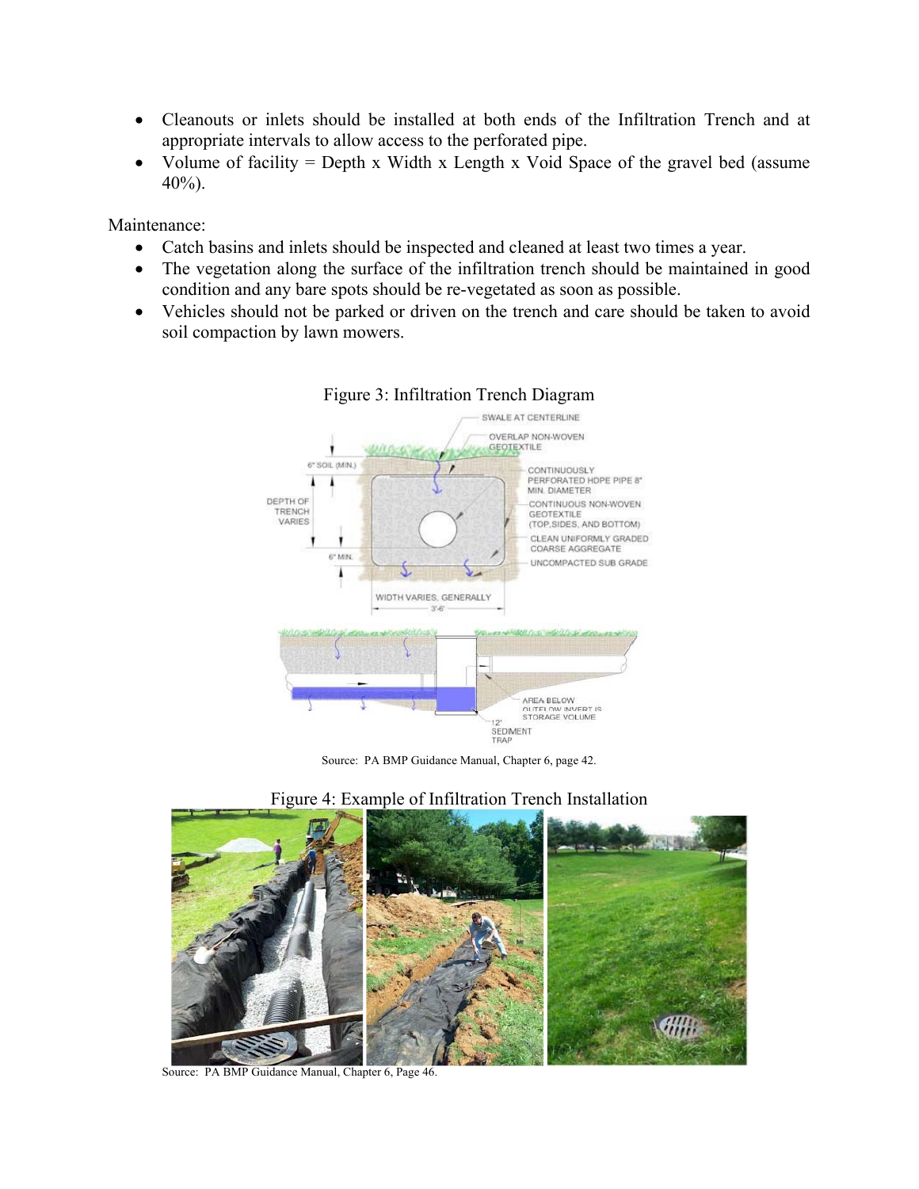- Cleanouts or inlets should be installed at both ends of the Infiltration Trench and at appropriate intervals to allow access to the perforated pipe.
- Volume of facility = Depth x Width x Length x Void Space of the gravel bed (assume 40%).

Maintenance:

- Catch basins and inlets should be inspected and cleaned at least two times a year.
- The vegetation along the surface of the infiltration trench should be maintained in good condition and any bare spots should be re-vegetated as soon as possible.
- Vehicles should not be parked or driven on the trench and care should be taken to avoid soil compaction by lawn mowers.

Figure 3: Infiltration Trench Diagram

Source: PA BMP Guidance Manual, Chapter 6, page 42.

Figure 4: Example of Infiltration Trench Installation

Source: PA BMP Guidance Manual, Chapter 6, Page 46.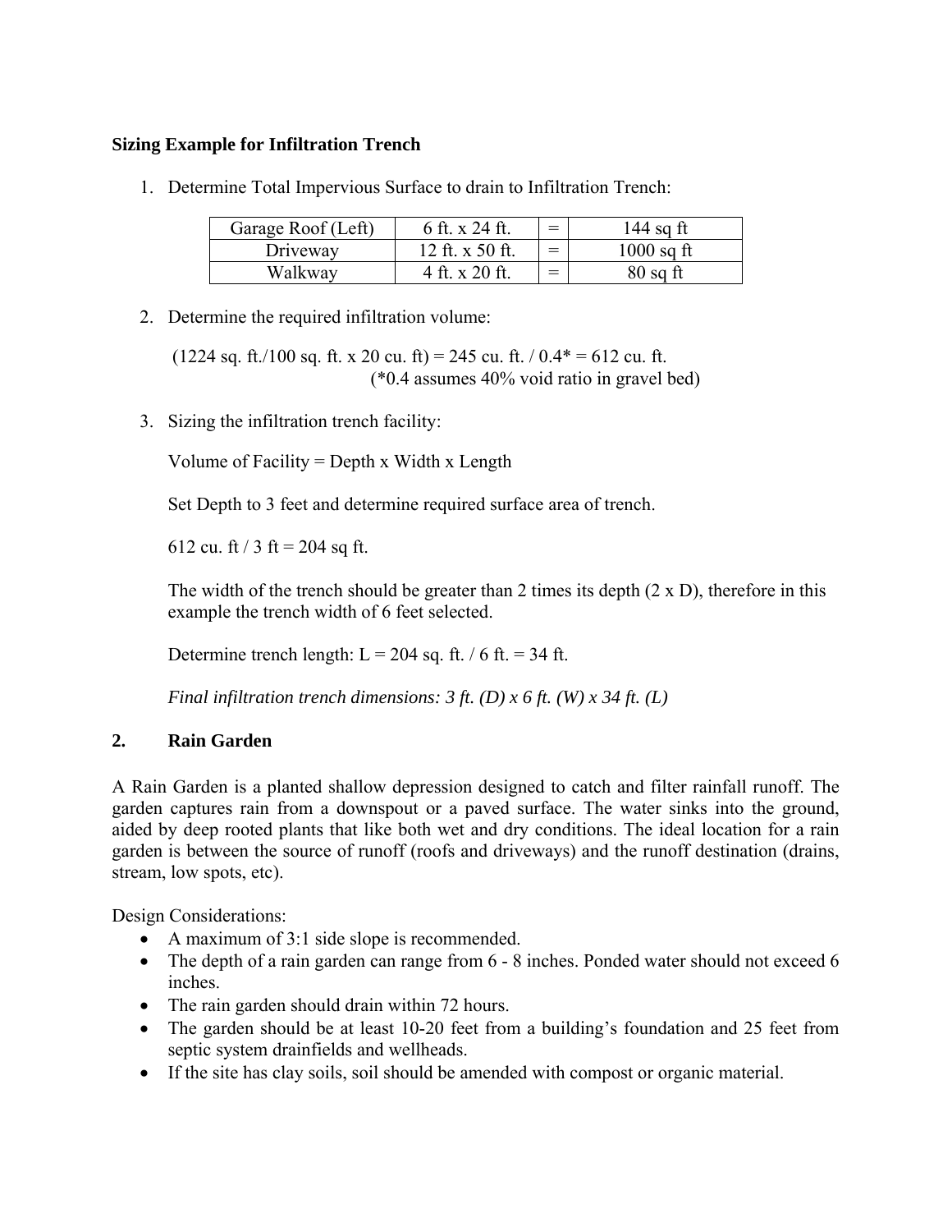**Sizing Example for Infiltration Trench**

1. Determine Total Impervious Surface to drain to Infiltration Trench:

| Garage Roof (Left) | 6 ft. x 24 ft. | = | 144 sq ft |
|---|---|---|---|
| Driveway | 12 ft. x 50 ft. | = | 1000 sq ft |
| Walkway | 4 ft. x 20 ft. | = | 80 sq ft |

2. Determine the required infiltration volume:

   (1224 sq. ft./100 sq. ft. x 20 cu. ft) = 245 cu. ft. / 0.4* = 612 cu. ft.
   (*0.4 assumes 40% void ratio in gravel bed)

3. Sizing the infiltration trench facility:

   Volume of Facility = Depth x Width x Length

   Set Depth to 3 feet and determine required surface area of trench.

   612 cu. ft / 3 ft = 204 sq ft.

   The width of the trench should be greater than 2 times its depth (2 x D), therefore in this example the trench width of 6 feet selected.

   Determine trench length: L = 204 sq. ft. / 6 ft. = 34 ft.

   *Final infiltration trench dimensions: 3 ft. (D) x 6 ft. (W) x 34 ft. (L)*

## 2. Rain Garden

A Rain Garden is a planted shallow depression designed to catch and filter rainfall runoff. The garden captures rain from a downspout or a paved surface. The water sinks into the ground, aided by deep rooted plants that like both wet and dry conditions. The ideal location for a rain garden is between the source of runoff (roofs and driveways) and the runoff destination (drains, stream, low spots, etc).

Design Considerations:

- A maximum of 3:1 side slope is recommended.
- The depth of a rain garden can range from 6 - 8 inches. Ponded water should not exceed 6 inches.
- The rain garden should drain within 72 hours.
- The garden should be at least 10-20 feet from a building's foundation and 25 feet from septic system drainfields and wellheads.
- If the site has clay soils, soil should be amended with compost or organic material.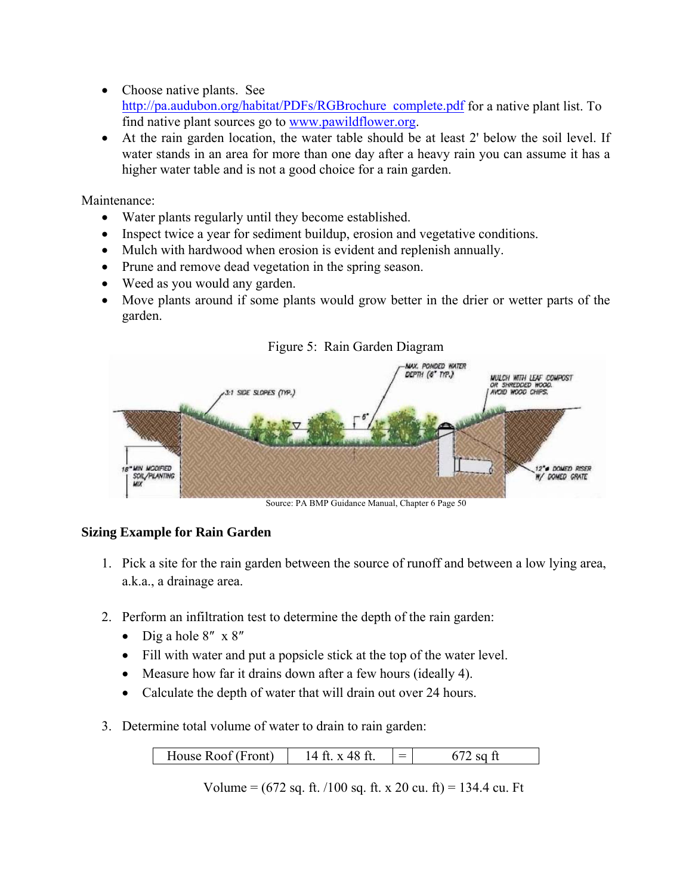- Choose native plants. See http://pa.audubon.org/habitat/PDFs/RGBrochure_complete.pdf for a native plant list. To find native plant sources go to www.pawildflower.org.
- At the rain garden location, the water table should be at least 2' below the soil level. If water stands in an area for more than one day after a heavy rain you can assume it has a higher water table and is not a good choice for a rain garden.

Maintenance:

- Water plants regularly until they become established.
- Inspect twice a year for sediment buildup, erosion and vegetative conditions.
- Mulch with hardwood when erosion is evident and replenish annually.
- Prune and remove dead vegetation in the spring season.
- Weed as you would any garden.
- Move plants around if some plants would grow better in the drier or wetter parts of the garden.

Figure 5: Rain Garden Diagram

Source: PA BMP Guidance Manual, Chapter 6 Page 50

**Sizing Example for Rain Garden**

1. Pick a site for the rain garden between the source of runoff and between a low lying area, a.k.a., a drainage area.

2. Perform an infiltration test to determine the depth of the rain garden:
   - Dig a hole 8″ x 8″
   - Fill with water and put a popsicle stick at the top of the water level.
   - Measure how far it drains down after a few hours (ideally 4).
   - Calculate the depth of water that will drain out over 24 hours.

3. Determine total volume of water to drain to rain garden:

| House Roof (Front) | 14 ft. x 48 ft. | = | 672 sq ft |
|---|---|---|---|

Volume = (672 sq. ft. /100 sq. ft. x 20 cu. ft) = 134.4 cu. Ft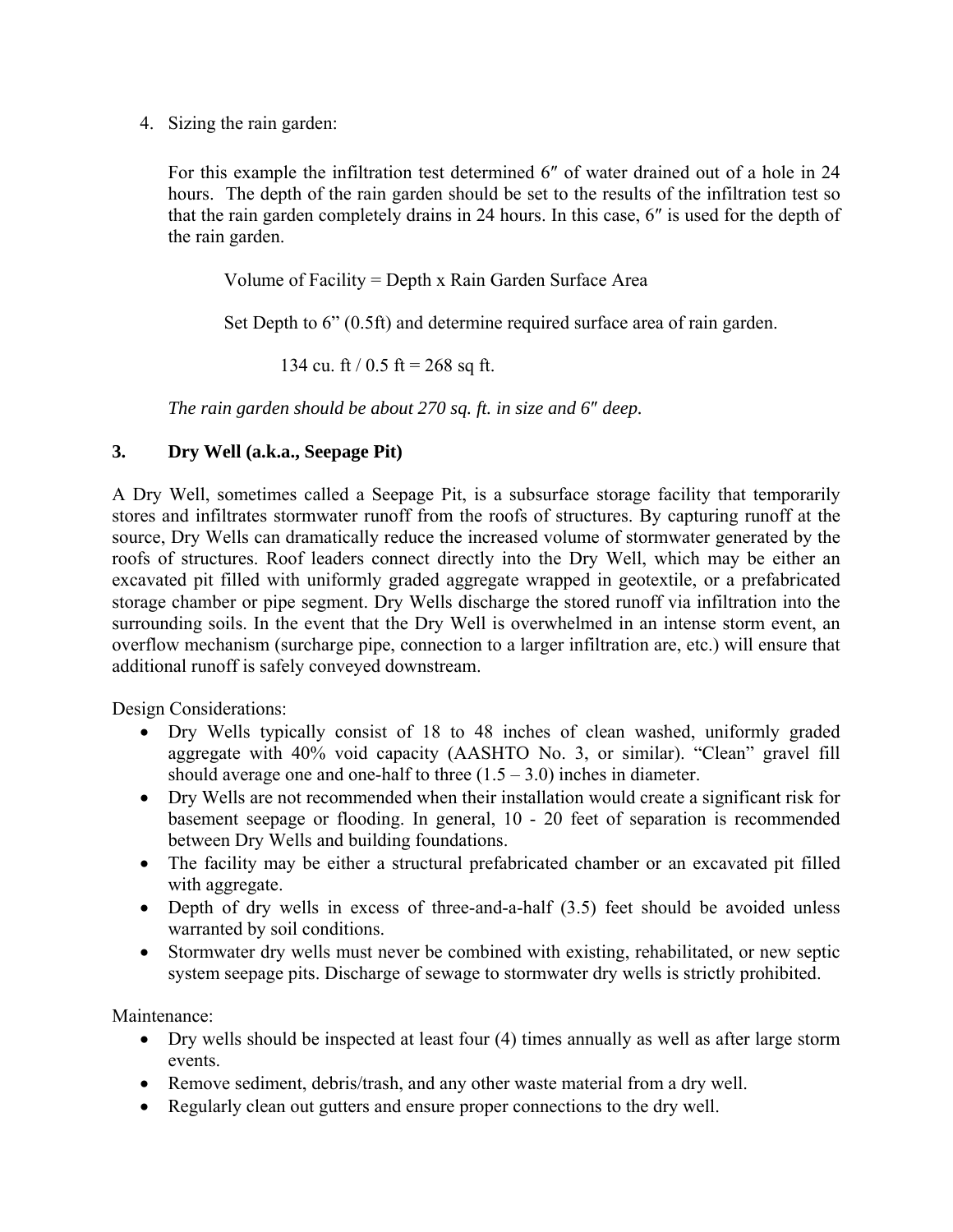4. Sizing the rain garden:

   For this example the infiltration test determined 6″ of water drained out of a hole in 24 hours. The depth of the rain garden should be set to the results of the infiltration test so that the rain garden completely drains in 24 hours. In this case, 6″ is used for the depth of the rain garden.

   Volume of Facility = Depth x Rain Garden Surface Area

   Set Depth to 6" (0.5ft) and determine required surface area of rain garden.

   134 cu. ft / 0.5 ft = 268 sq ft.

   *The rain garden should be about 270 sq. ft. in size and 6″ deep.*

### 3. Dry Well (a.k.a., Seepage Pit)

A Dry Well, sometimes called a Seepage Pit, is a subsurface storage facility that temporarily stores and infiltrates stormwater runoff from the roofs of structures. By capturing runoff at the source, Dry Wells can dramatically reduce the increased volume of stormwater generated by the roofs of structures. Roof leaders connect directly into the Dry Well, which may be either an excavated pit filled with uniformly graded aggregate wrapped in geotextile, or a prefabricated storage chamber or pipe segment. Dry Wells discharge the stored runoff via infiltration into the surrounding soils. In the event that the Dry Well is overwhelmed in an intense storm event, an overflow mechanism (surcharge pipe, connection to a larger infiltration are, etc.) will ensure that additional runoff is safely conveyed downstream.

Design Considerations:

- Dry Wells typically consist of 18 to 48 inches of clean washed, uniformly graded aggregate with 40% void capacity (AASHTO No. 3, or similar). "Clean" gravel fill should average one and one-half to three (1.5 – 3.0) inches in diameter.
- Dry Wells are not recommended when their installation would create a significant risk for basement seepage or flooding. In general, 10 - 20 feet of separation is recommended between Dry Wells and building foundations.
- The facility may be either a structural prefabricated chamber or an excavated pit filled with aggregate.
- Depth of dry wells in excess of three-and-a-half (3.5) feet should be avoided unless warranted by soil conditions.
- Stormwater dry wells must never be combined with existing, rehabilitated, or new septic system seepage pits. Discharge of sewage to stormwater dry wells is strictly prohibited.

Maintenance:

- Dry wells should be inspected at least four (4) times annually as well as after large storm events.
- Remove sediment, debris/trash, and any other waste material from a dry well.
- Regularly clean out gutters and ensure proper connections to the dry well.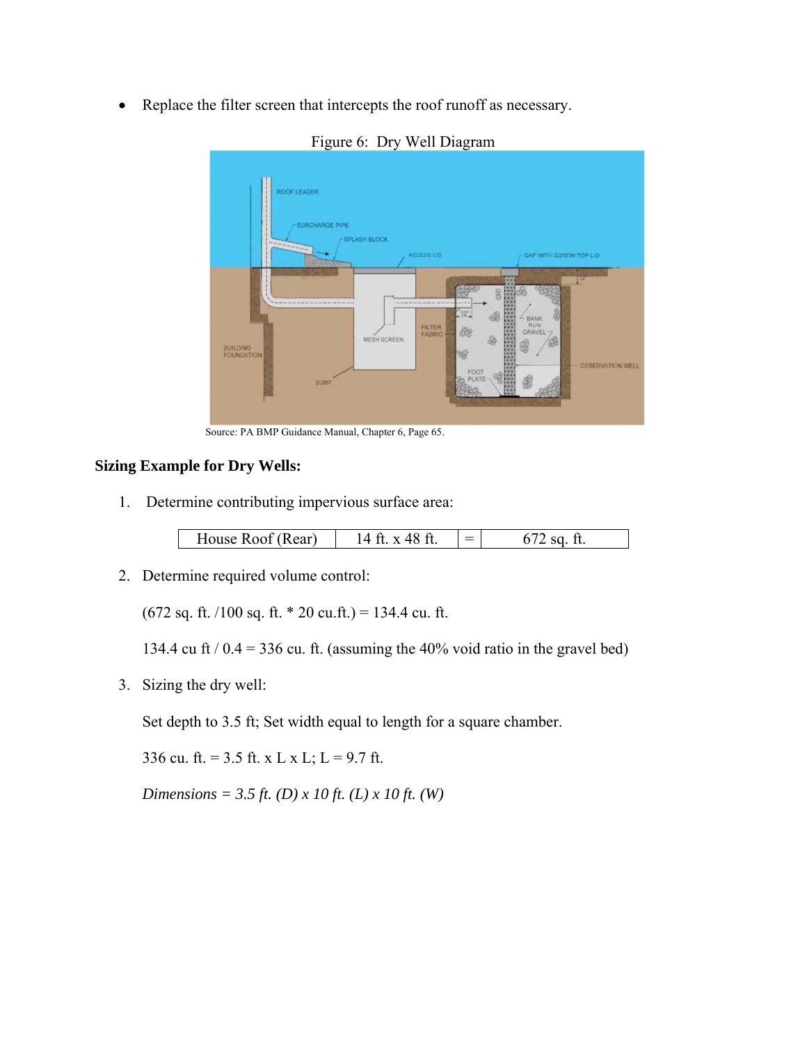- Replace the filter screen that intercepts the roof runoff as necessary.

Figure 6: Dry Well Diagram

Source: PA BMP Guidance Manual, Chapter 6, Page 65.

**Sizing Example for Dry Wells:**

1. Determine contributing impervious surface area:

| House Roof (Rear) | 14 ft. x 48 ft. | = | 672 sq. ft. |
|---|---|---|---|

2. Determine required volume control:

   (672 sq. ft. /100 sq. ft. * 20 cu.ft.) = 134.4 cu. ft.

   134.4 cu ft / 0.4 = 336 cu. ft. (assuming the 40% void ratio in the gravel bed)

3. Sizing the dry well:

   Set depth to 3.5 ft; Set width equal to length for a square chamber.

   336 cu. ft. = 3.5 ft. x L x L; L = 9.7 ft.

   *Dimensions = 3.5 ft. (D) x 10 ft. (L) x 10 ft. (W)*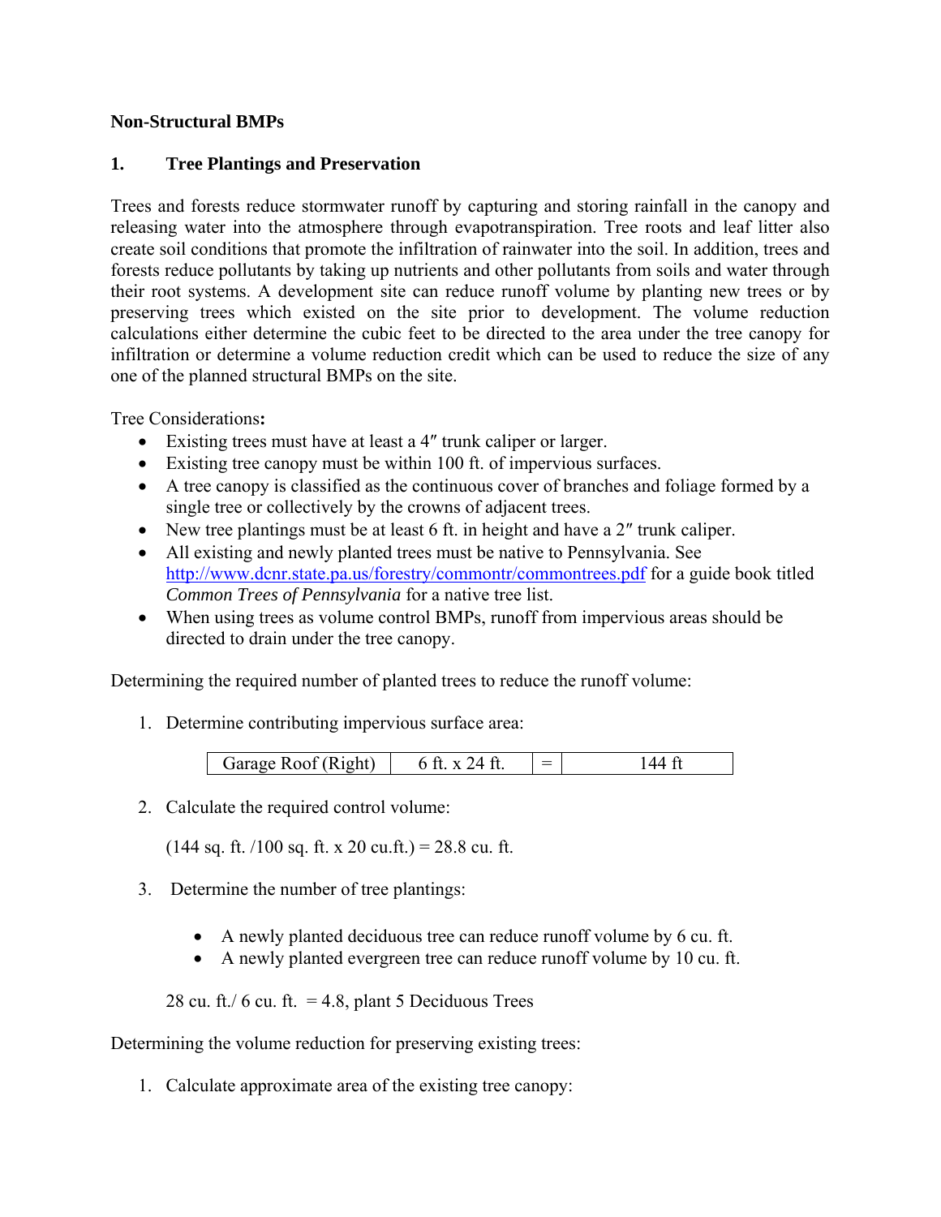**Non-Structural BMPs**

**1. Tree Plantings and Preservation**

Trees and forests reduce stormwater runoff by capturing and storing rainfall in the canopy and releasing water into the atmosphere through evapotranspiration. Tree roots and leaf litter also create soil conditions that promote the infiltration of rainwater into the soil. In addition, trees and forests reduce pollutants by taking up nutrients and other pollutants from soils and water through their root systems. A development site can reduce runoff volume by planting new trees or by preserving trees which existed on the site prior to development. The volume reduction calculations either determine the cubic feet to be directed to the area under the tree canopy for infiltration or determine a volume reduction credit which can be used to reduce the size of any one of the planned structural BMPs on the site.

Tree Considerations**:**

- Existing trees must have at least a 4″ trunk caliper or larger.
- Existing tree canopy must be within 100 ft. of impervious surfaces.
- A tree canopy is classified as the continuous cover of branches and foliage formed by a single tree or collectively by the crowns of adjacent trees.
- New tree plantings must be at least 6 ft. in height and have a 2″ trunk caliper.
- All existing and newly planted trees must be native to Pennsylvania. See http://www.dcnr.state.pa.us/forestry/commontr/commontrees.pdf for a guide book titled *Common Trees of Pennsylvania* for a native tree list.
- When using trees as volume control BMPs, runoff from impervious areas should be directed to drain under the tree canopy.

Determining the required number of planted trees to reduce the runoff volume:

1. Determine contributing impervious surface area:

| Garage Roof (Right) | 6 ft. x 24 ft. | = | 144 ft |
|---|---|---|---|

2. Calculate the required control volume:

   (144 sq. ft. /100 sq. ft. x 20 cu.ft.) = 28.8 cu. ft.

3. Determine the number of tree plantings:

   - A newly planted deciduous tree can reduce runoff volume by 6 cu. ft.
   - A newly planted evergreen tree can reduce runoff volume by 10 cu. ft.

   28 cu. ft./ 6 cu. ft. = 4.8, plant 5 Deciduous Trees

Determining the volume reduction for preserving existing trees:

1. Calculate approximate area of the existing tree canopy: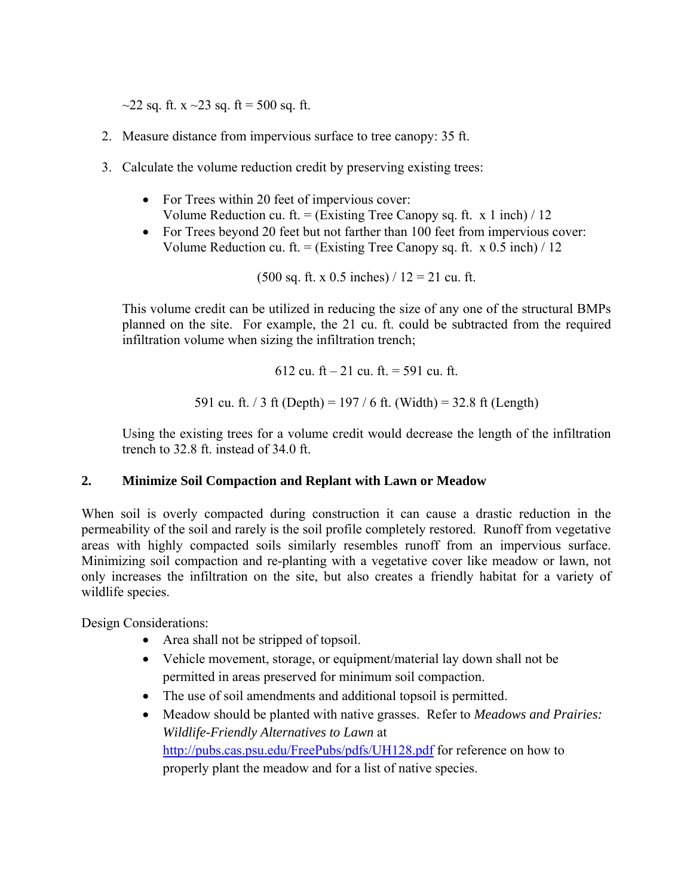~22 sq. ft. x ~23 sq. ft = 500 sq. ft.

2. Measure distance from impervious surface to tree canopy: 35 ft.

3. Calculate the volume reduction credit by preserving existing trees:

   - For Trees within 20 feet of impervious cover:
     Volume Reduction cu. ft. = (Existing Tree Canopy sq. ft. x 1 inch) / 12
   - For Trees beyond 20 feet but not farther than 100 feet from impervious cover:
     Volume Reduction cu. ft. = (Existing Tree Canopy sq. ft. x 0.5 inch) / 12

   $$(500 \text{ sq. ft. x } 0.5 \text{ inches}) / 12 = 21 \text{ cu. ft.}$$

   This volume credit can be utilized in reducing the size of any one of the structural BMPs planned on the site. For example, the 21 cu. ft. could be subtracted from the required infiltration volume when sizing the infiltration trench;

   $$612 \text{ cu. ft} - 21 \text{ cu. ft.} = 591 \text{ cu. ft.}$$

   $$591 \text{ cu. ft.} / 3 \text{ ft (Depth)} = 197 / 6 \text{ ft. (Width)} = 32.8 \text{ ft (Length)}$$

   Using the existing trees for a volume credit would decrease the length of the infiltration trench to 32.8 ft. instead of 34.0 ft.

## 2. Minimize Soil Compaction and Replant with Lawn or Meadow

When soil is overly compacted during construction it can cause a drastic reduction in the permeability of the soil and rarely is the soil profile completely restored. Runoff from vegetative areas with highly compacted soils similarly resembles runoff from an impervious surface. Minimizing soil compaction and re-planting with a vegetative cover like meadow or lawn, not only increases the infiltration on the site, but also creates a friendly habitat for a variety of wildlife species.

Design Considerations:

- Area shall not be stripped of topsoil.
- Vehicle movement, storage, or equipment/material lay down shall not be permitted in areas preserved for minimum soil compaction.
- The use of soil amendments and additional topsoil is permitted.
- Meadow should be planted with native grasses. Refer to *Meadows and Prairies: Wildlife-Friendly Alternatives to Lawn* at http://pubs.cas.psu.edu/FreePubs/pdfs/UH128.pdf for reference on how to properly plant the meadow and for a list of native species.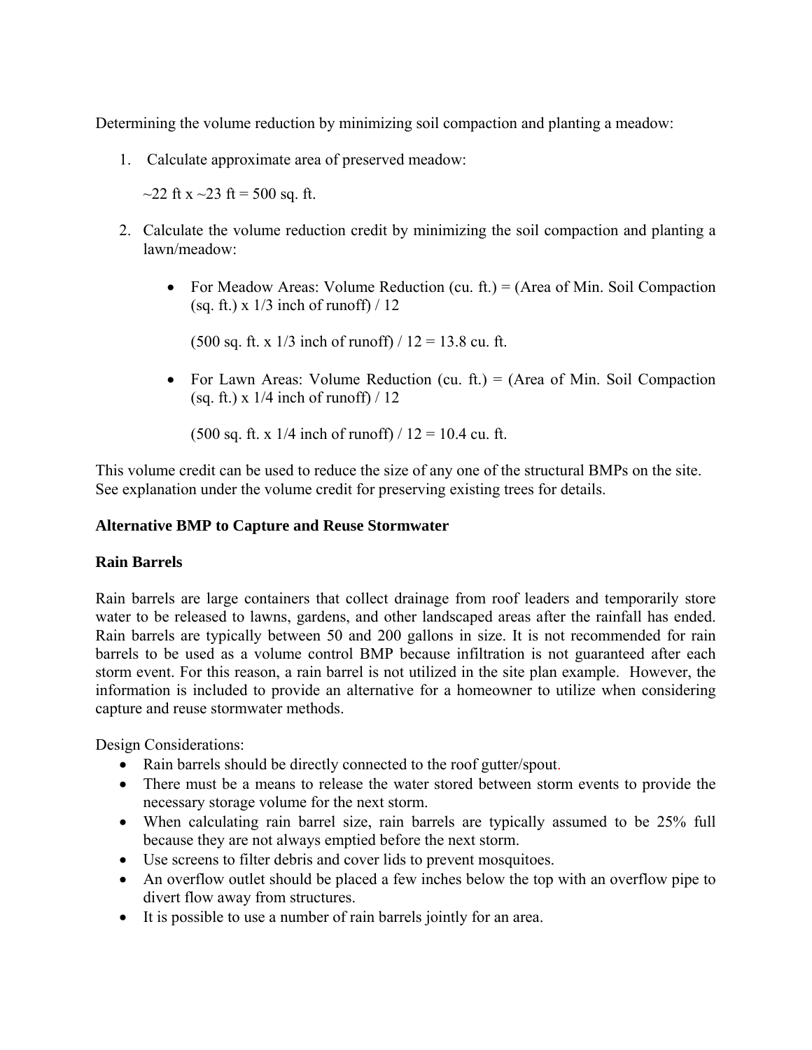Determining the volume reduction by minimizing soil compaction and planting a meadow:

1. Calculate approximate area of preserved meadow:

   ~22 ft x ~23 ft = 500 sq. ft.

2. Calculate the volume reduction credit by minimizing the soil compaction and planting a lawn/meadow:

   - For Meadow Areas: Volume Reduction (cu. ft.) = (Area of Min. Soil Compaction (sq. ft.) x 1/3 inch of runoff) / 12

     (500 sq. ft. x 1/3 inch of runoff) / 12 = 13.8 cu. ft.

   - For Lawn Areas: Volume Reduction (cu. ft.) = (Area of Min. Soil Compaction (sq. ft.) x 1/4 inch of runoff) / 12

     (500 sq. ft. x 1/4 inch of runoff) / 12 = 10.4 cu. ft.

This volume credit can be used to reduce the size of any one of the structural BMPs on the site. See explanation under the volume credit for preserving existing trees for details.

**Alternative BMP to Capture and Reuse Stormwater**

**Rain Barrels**

Rain barrels are large containers that collect drainage from roof leaders and temporarily store water to be released to lawns, gardens, and other landscaped areas after the rainfall has ended. Rain barrels are typically between 50 and 200 gallons in size. It is not recommended for rain barrels to be used as a volume control BMP because infiltration is not guaranteed after each storm event. For this reason, a rain barrel is not utilized in the site plan example. However, the information is included to provide an alternative for a homeowner to utilize when considering capture and reuse stormwater methods.

Design Considerations:

- Rain barrels should be directly connected to the roof gutter/spout.
- There must be a means to release the water stored between storm events to provide the necessary storage volume for the next storm.
- When calculating rain barrel size, rain barrels are typically assumed to be 25% full because they are not always emptied before the next storm.
- Use screens to filter debris and cover lids to prevent mosquitoes.
- An overflow outlet should be placed a few inches below the top with an overflow pipe to divert flow away from structures.
- It is possible to use a number of rain barrels jointly for an area.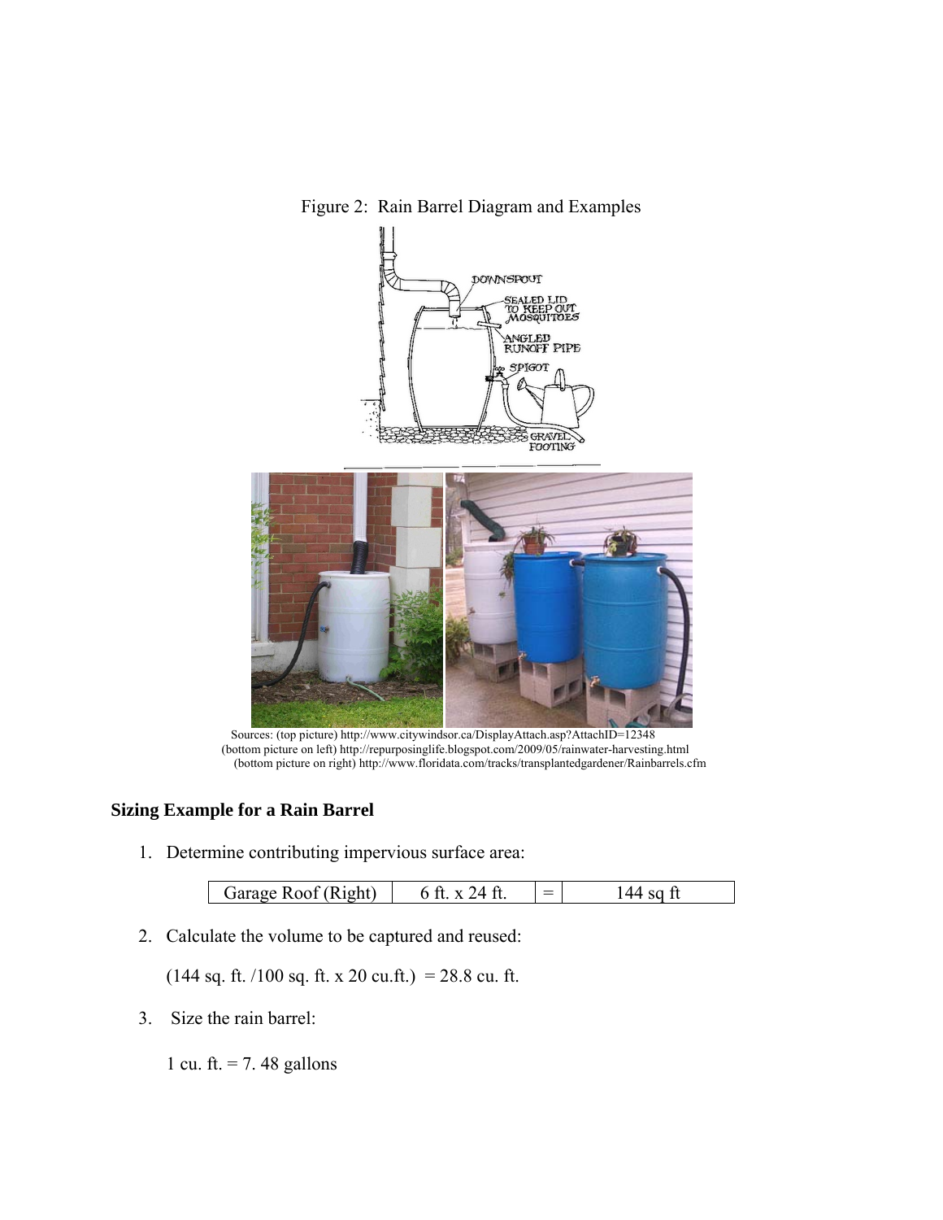Figure 2: Rain Barrel Diagram and Examples

Sources: (top picture) http://www.citywindsor.ca/DisplayAttach.asp?AttachID=12348
(bottom picture on left) http://repurposinglife.blogspot.com/2009/05/rainwater-harvesting.html
(bottom picture on right) http://www.floridata.com/tracks/transplantedgardener/Rainbarrels.cfm

**Sizing Example for a Rain Barrel**

1. Determine contributing impervious surface area:

| Garage Roof (Right) | 6 ft. x 24 ft. | = | 144 sq ft |
|---|---|---|---|

2. Calculate the volume to be captured and reused:

   (144 sq. ft. /100 sq. ft. x 20 cu.ft.) = 28.8 cu. ft.

3. Size the rain barrel:

   1 cu. ft. = 7. 48 gallons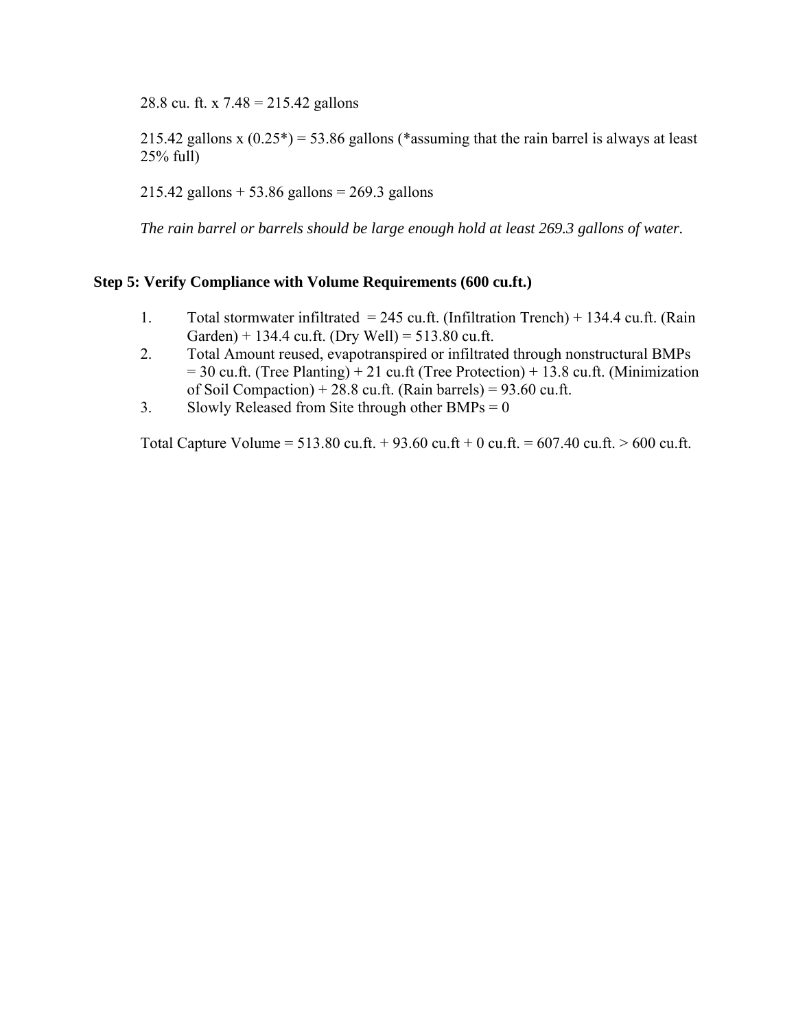28.8 cu. ft. x 7.48 = 215.42 gallons

215.42 gallons x (0.25*) = 53.86 gallons (*assuming that the rain barrel is always at least 25% full)

215.42 gallons + 53.86 gallons = 269.3 gallons

*The rain barrel or barrels should be large enough hold at least 269.3 gallons of water.*

**Step 5: Verify Compliance with Volume Requirements (600 cu.ft.)**

1. Total stormwater infiltrated = 245 cu.ft. (Infiltration Trench) + 134.4 cu.ft. (Rain Garden) + 134.4 cu.ft. (Dry Well) = 513.80 cu.ft.
2. Total Amount reused, evapotranspired or infiltrated through nonstructural BMPs = 30 cu.ft. (Tree Planting) + 21 cu.ft (Tree Protection) + 13.8 cu.ft. (Minimization of Soil Compaction) + 28.8 cu.ft. (Rain barrels) = 93.60 cu.ft.
3. Slowly Released from Site through other BMPs = 0

Total Capture Volume = 513.80 cu.ft. + 93.60 cu.ft + 0 cu.ft. = 607.40 cu.ft. > 600 cu.ft.